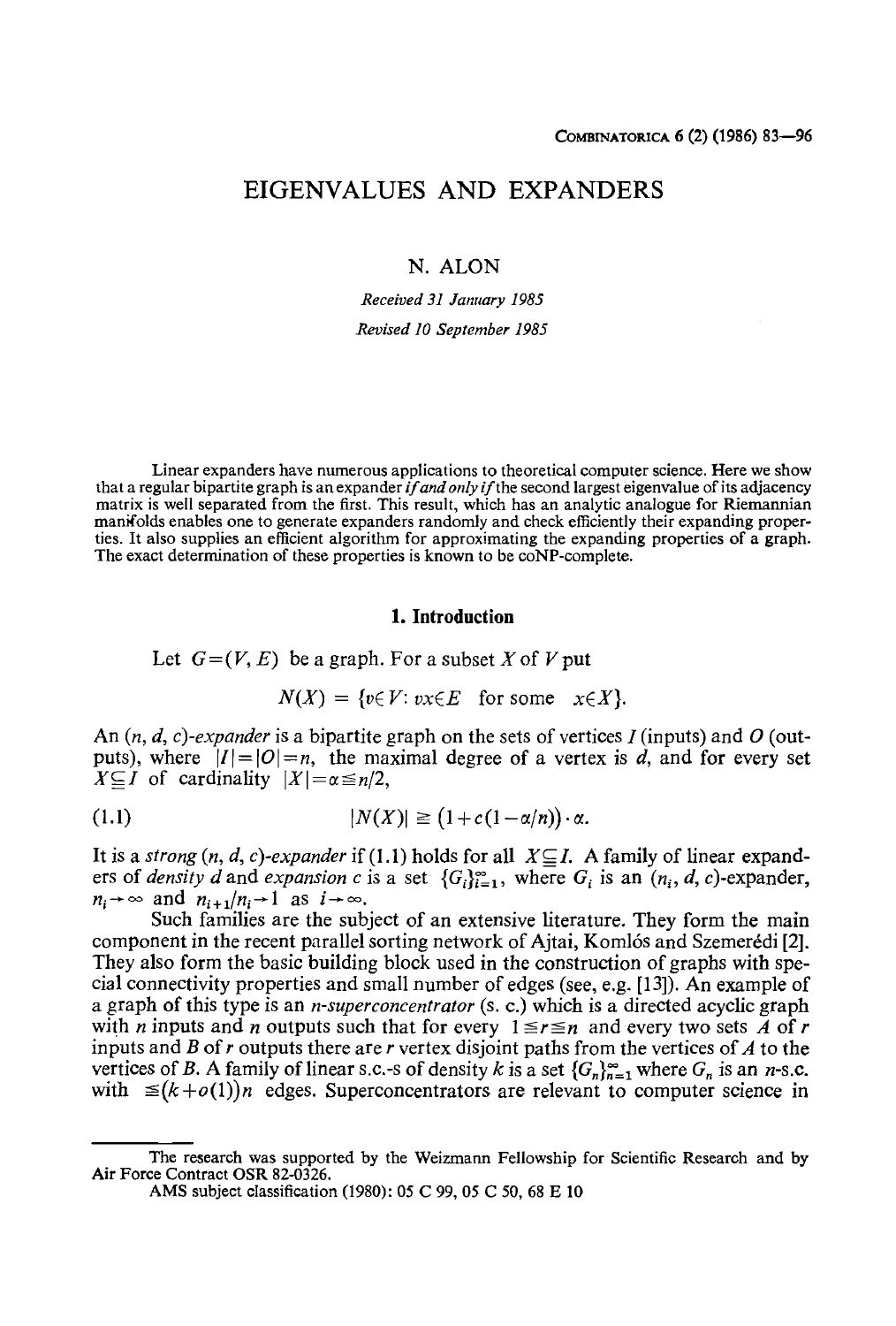# EIGENVALUES AND EXPANDERS

N. ALON

*Received 31 January 1985*

*Revised 10 September 1985*

Linear expanders have numerous applications to theoretical computer science. Here we show that a regular bipartite graph is an expander *if and only if* the second largest eigenvalue of its adjacency matrix is well separated from the first. This result, which has an analytic analogue for Riemannian manifolds enables one to generate expanders randomly and check efficiently their expanding properties. It also supplies an efficient algorithm for approximating the expanding properties of a graph. The exact determination of these properties is known to be coNP-complete.

## 1. Introduction

Let $G=(V, E)$ be a graph. For a subset $X$ of $V$ put

$$N(X) = \{v \in V \colon vx \in E \quad \text{for some} \quad x \in X\}.$$

An $(n, d, c)$*-expander* is a bipartite graph on the sets of vertices $I$ (inputs) and $O$ (outputs), where $|I|=|O|=n$, the maximal degree of a vertex is $d$, and for every set $X \subseteq I$ of cardinality $|X|=\alpha \leqq n/2$,

$$|N(X)| \geqq \big(1+c(1-\alpha/n)\big)\cdot\alpha. \tag{1.1}$$

It is a *strong* $(n, d, c)$*-expander* if (1.1) holds for all $X \subseteq I$. A family of linear expanders of *density* $d$ and *expansion* $c$ is a set $\{G_i\}_{i=1}^{\infty}$, where $G_i$ is an $(n_i, d, c)$-expander, $n_i \to \infty$ and $n_{i+1}/n_i \to 1$ as $i \to \infty$.

Such families are the subject of an extensive literature. They form the main component in the recent parallel sorting network of Ajtai, Komlós and Szemerédi [2]. They also form the basic building block used in the construction of graphs with special connectivity properties and small number of edges (see, e.g. [13]). An example of a graph of this type is an $n$*-superconcentrator* (s. c.) which is a directed acyclic graph with $n$ inputs and $n$ outputs such that for every $1 \leqq r \leqq n$ and every two sets $A$ of $r$ inputs and $B$ of $r$ outputs there are $r$ vertex disjoint paths from the vertices of $A$ to the vertices of $B$. A family of linear s.c.-s of density $k$ is a set $\{G_n\}_{n=1}^{\infty}$ where $G_n$ is an $n$-s.c. with $\leqq (k+o(1))n$ edges. Superconcentrators are relevant to computer science in

---

The research was supported by the Weizmann Fellowship for Scientific Research and by Air Force Contract OSR 82-0326.

AMS subject classification (1980): 05 C 99, 05 C 50, 68 E 10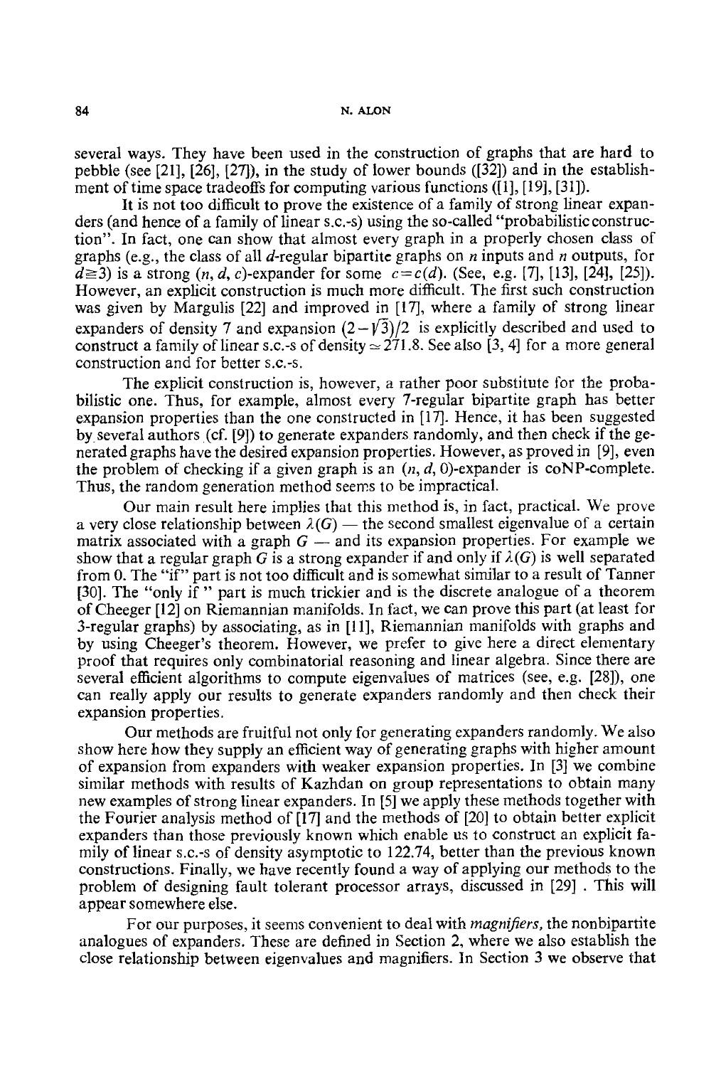several ways. They have been used in the construction of graphs that are hard to pebble (see [21], [26], [27]), in the study of lower bounds ([32]) and in the establishment of time space tradeoffs for computing various functions ([1], [19], [31]).

It is not too difficult to prove the existence of a family of strong linear expanders (and hence of a family of linear s.c.-s) using the so-called "probabilistic construction". In fact, one can show that almost every graph in a properly chosen class of graphs (e.g., the class of all $d$-regular bipartite graphs on $n$ inputs and $n$ outputs, for $d \geqq 3$) is a strong $(n, d, c)$-expander for some $c = c(d)$. (See, e.g. [7], [13], [24], [25]). However, an explicit construction is much more difficult. The first such construction was given by Margulis [22] and improved in [17], where a family of strong linear expanders of density 7 and expansion $(2-\sqrt{3})/2$ is explicitly described and used to construct a family of linear s.c.-s of density $\simeq 271.8$. See also [3, 4] for a more general construction and for better s.c.-s.

The explicit construction is, however, a rather poor substitute for the probabilistic one. Thus, for example, almost every 7-regular bipartite graph has better expansion properties than the one constructed in [17]. Hence, it has been suggested by several authors (cf. [9]) to generate expanders randomly, and then check if the generated graphs have the desired expansion properties. However, as proved in [9], even the problem of checking if a given graph is an $(n, d, 0)$-expander is coNP-complete. Thus, the random generation method seems to be impractical.

Our main result here implies that this method is, in fact, practical. We prove a very close relationship between $\lambda(G)$ — the second smallest eigenvalue of a certain matrix associated with a graph $G$ — and its expansion properties. For example we show that a regular graph $G$ is a strong expander if and only if $\lambda(G)$ is well separated from 0. The "if" part is not too difficult and is somewhat similar to a result of Tanner [30]. The "only if" part is much trickier and is the discrete analogue of a theorem of Cheeger [12] on Riemannian manifolds. In fact, we can prove this part (at least for 3-regular graphs) by associating, as in [11], Riemannian manifolds with graphs and by using Cheeger's theorem. However, we prefer to give here a direct elementary proof that requires only combinatorial reasoning and linear algebra. Since there are several efficient algorithms to compute eigenvalues of matrices (see, e.g. [28]), one can really apply our results to generate expanders randomly and then check their expansion properties.

Our methods are fruitful not only for generating expanders randomly. We also show here how they supply an efficient way of generating graphs with higher amount of expansion from expanders with weaker expansion properties. In [3] we combine similar methods with results of Kazhdan on group representations to obtain many new examples of strong linear expanders. In [5] we apply these methods together with the Fourier analysis method of [17] and the methods of [20] to obtain better explicit expanders than those previously known which enable us to construct an explicit family of linear s.c.-s of density asymptotic to 122.74, better than the previous known constructions. Finally, we have recently found a way of applying our methods to the problem of designing fault tolerant processor arrays, discussed in [29]. This will appear somewhere else.

For our purposes, it seems convenient to deal with *magnifiers*, the nonbipartite analogues of expanders. These are defined in Section 2, where we also establish the close relationship between eigenvalues and magnifiers. In Section 3 we observe that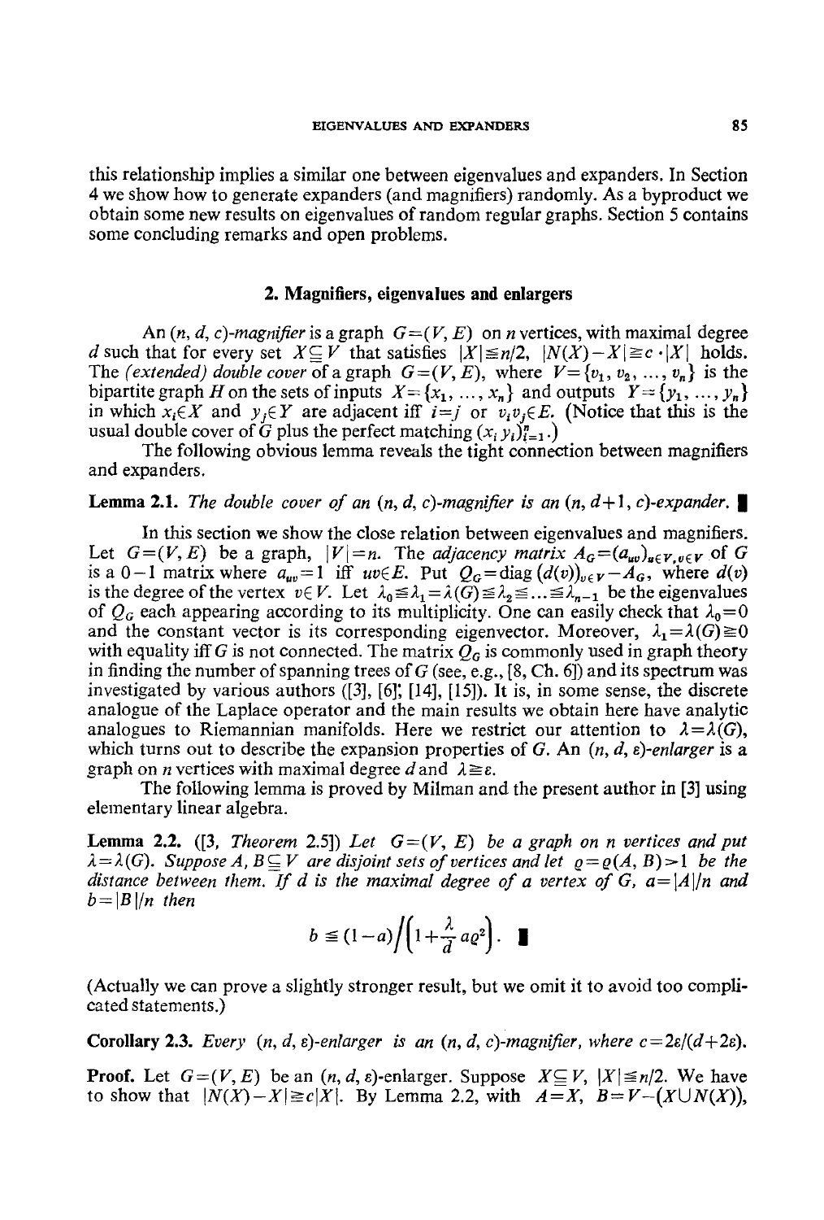this relationship implies a similar one between eigenvalues and expanders. In Section 4 we show how to generate expanders (and magnifiers) randomly. As a byproduct we obtain some new results on eigenvalues of random regular graphs. Section 5 contains some concluding remarks and open problems.

## 2. Magnifiers, eigenvalues and enlargers

An *$(n, d, c)$-magnifier* is a graph $G=(V, E)$ on $n$ vertices, with maximal degree $d$ such that for every set $X \subseteq V$ that satisfies $|X| \leqq n/2$, $|N(X)-X| \geqq c \cdot |X|$ holds. The *(extended) double cover* of a graph $G=(V, E)$, where $V=\{v_1, v_2, \ldots, v_n\}$ is the bipartite graph $H$ on the sets of inputs $X=\{x_1, \ldots, x_n\}$ and outputs $Y=\{y_1, \ldots, y_n\}$ in which $x_i \in X$ and $y_j \in Y$ are adjacent iff $i=j$ or $v_i v_j \in E$. (Notice that this is the usual double cover of $G$ plus the perfect matching $(x_i\, y_i)_{i=1}^{n}$.)

The following obvious lemma reveals the tight connection between magnifiers and expanders.

**Lemma 2.1.** *The double cover of an $(n, d, c)$-magnifier is an $(n, d+1, c)$-expander.* ∎

In this section we show the close relation between eigenvalues and magnifiers. Let $G=(V, E)$ be a graph, $|V|=n$. The *adjacency matrix* $A_G=(a_{uv})_{u \in V, v \in V}$ of $G$ is a $0-1$ matrix where $a_{uv}=1$ iff $uv \in E$. Put $Q_G=\operatorname{diag}(d(v))_{v \in V}-A_G$, where $d(v)$ is the degree of the vertex $v \in V$. Let $\lambda_0 \leqq \lambda_1=\lambda(G) \leqq \lambda_2 \leqq \ldots \leqq \lambda_{n-1}$ be the eigenvalues of $Q_G$ each appearing according to its multiplicity. One can easily check that $\lambda_0=0$ and the constant vector is its corresponding eigenvector. Moreover, $\lambda_1=\lambda(G) \geqq 0$ with equality iff $G$ is not connected. The matrix $Q_G$ is commonly used in graph theory in finding the number of spanning trees of $G$ (see, e.g., [8, Ch. 6]) and its spectrum was investigated by various authors ([3], [6], [14], [15]). It is, in some sense, the discrete analogue of the Laplace operator and the main results we obtain here have analytic analogues to Riemannian manifolds. Here we restrict our attention to $\lambda=\lambda(G)$, which turns out to describe the expansion properties of $G$. An *$(n, d, \varepsilon)$-enlarger* is a graph on $n$ vertices with maximal degree $d$ and $\lambda \geqq \varepsilon$.

The following lemma is proved by Milman and the present author in [3] using elementary linear algebra.

**Lemma 2.2.** ([3, *Theorem* 2.5]) *Let $G=(V, E)$ be a graph on $n$ vertices and put $\lambda=\lambda(G)$. Suppose $A, B \subseteq V$ are disjoint sets of vertices and let $\varrho=\varrho(A, B)>1$ be the distance between them. If $d$ is the maximal degree of a vertex of $G$, $a=|A|/n$ and $b=|B|/n$ then*

$$b \leqq (1-a)\Big/\left(1+\frac{\lambda}{d}\, a\varrho^2\right). \quad ∎$$

(Actually we can prove a slightly stronger result, but we omit it to avoid too complicated statements.)

**Corollary 2.3.** *Every $(n, d, \varepsilon)$-enlarger is an $(n, d, c)$-magnifier, where $c=2\varepsilon/(d+2\varepsilon)$.*

**Proof.** Let $G=(V, E)$ be an $(n, d, \varepsilon)$-enlarger. Suppose $X \subseteq V$, $|X| \leqq n/2$. We have to show that $|N(X)-X| \geqq c|X|$. By Lemma 2.2, with $A=X$, $B=V-(X \cup N(X))$,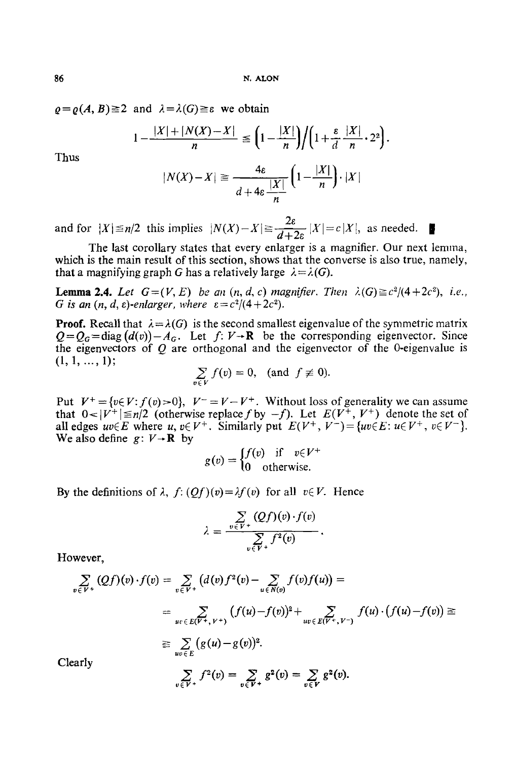$\varrho=\varrho(A,B)\geqq 2$ and $\lambda=\lambda(G)\geqq\varepsilon$ we obtain

$$1-\frac{|X|+|N(X)-X|}{n}\leqq\left(1-\frac{|X|}{n}\right)\Big/\left(1+\frac{\varepsilon}{d}\frac{|X|}{n}\cdot 2^2\right).$$

Thus

$$|N(X)-X|\geqq\frac{4\varepsilon}{d+4\varepsilon\frac{|X|}{n}}\left(1-\frac{|X|}{n}\right)\cdot|X|$$

and for $|X|\leqq n/2$ this implies $|N(X)-X|\geqq\frac{2\varepsilon}{d+2\varepsilon}|X|=c|X|$, as needed. ∎

The last corollary states that every enlarger is a magnifier. Our next lemma, which is the main result of this section, shows that the converse is also true, namely, that a magnifying graph $G$ has a relatively large $\lambda=\lambda(G)$.

**Lemma 2.4.** *Let $G=(V,E)$ be an $(n,d,c)$ magnifier. Then $\lambda(G)\geqq c^2/(4+2c^2)$, i.e., $G$ is an $(n,d,\varepsilon)$-enlarger, where $\varepsilon=c^2/(4+2c^2)$.*

**Proof.** Recall that $\lambda=\lambda(G)$ is the second smallest eigenvalue of the symmetric matrix $Q=Q_G=\operatorname{diag}(d(v))-A_G$. Let $f\colon V\to\mathbf{R}$ be the corresponding eigenvector. Since the eigenvectors of $Q$ are orthogonal and the eigenvector of the 0-eigenvalue is $(1,1,\dots,1)$;

$$\sum_{v\in V}f(v)=0,\quad(\text{and } f\not\equiv 0).$$

Put $V^+=\{v\in V\colon f(v)>0\}$, $V^-=V-V^+$. Without loss of generality we can assume that $0<|V^+|\leqq n/2$ (otherwise replace $f$ by $-f$). Let $E(V^+,V^+)$ denote the set of all edges $uv\in E$ where $u,v\in V^+$. Similarly put $E(V^+,V^-)=\{uv\in E\colon u\in V^+,\ v\in V^-\}$. We also define $g\colon V\to\mathbf{R}$ by

$$g(v)=\begin{cases}f(v) & \text{if } v\in V^+\\ 0 & \text{otherwise.}\end{cases}$$

By the definitions of $\lambda$, $f$: $(Qf)(v)=\lambda f(v)$ for all $v\in V$. Hence

$$\lambda=\frac{\sum_{v\in V^+}(Qf)(v)\cdot f(v)}{\sum_{v\in V^+}f^2(v)}.$$

However,

$$\begin{aligned}\sum_{v\in V^+}(Qf)(v)\cdot f(v)&=\sum_{v\in V^+}\Big(d(v)f^2(v)-\sum_{u\in N(v)}f(v)f(u)\Big)=\\&=\sum_{uv\in E(V^+,V^+)}(f(u)-f(v))^2+\sum_{uv\in E(V^+,V^-)}f(u)\cdot(f(u)-f(v))\geqq\\&\geqq\sum_{uv\in E}(g(u)-g(v))^2.\end{aligned}$$

Clearly

$$\sum_{v\in V^+}f^2(v)=\sum_{v\in V^+}g^2(v)=\sum_{v\in V}g^2(v).$$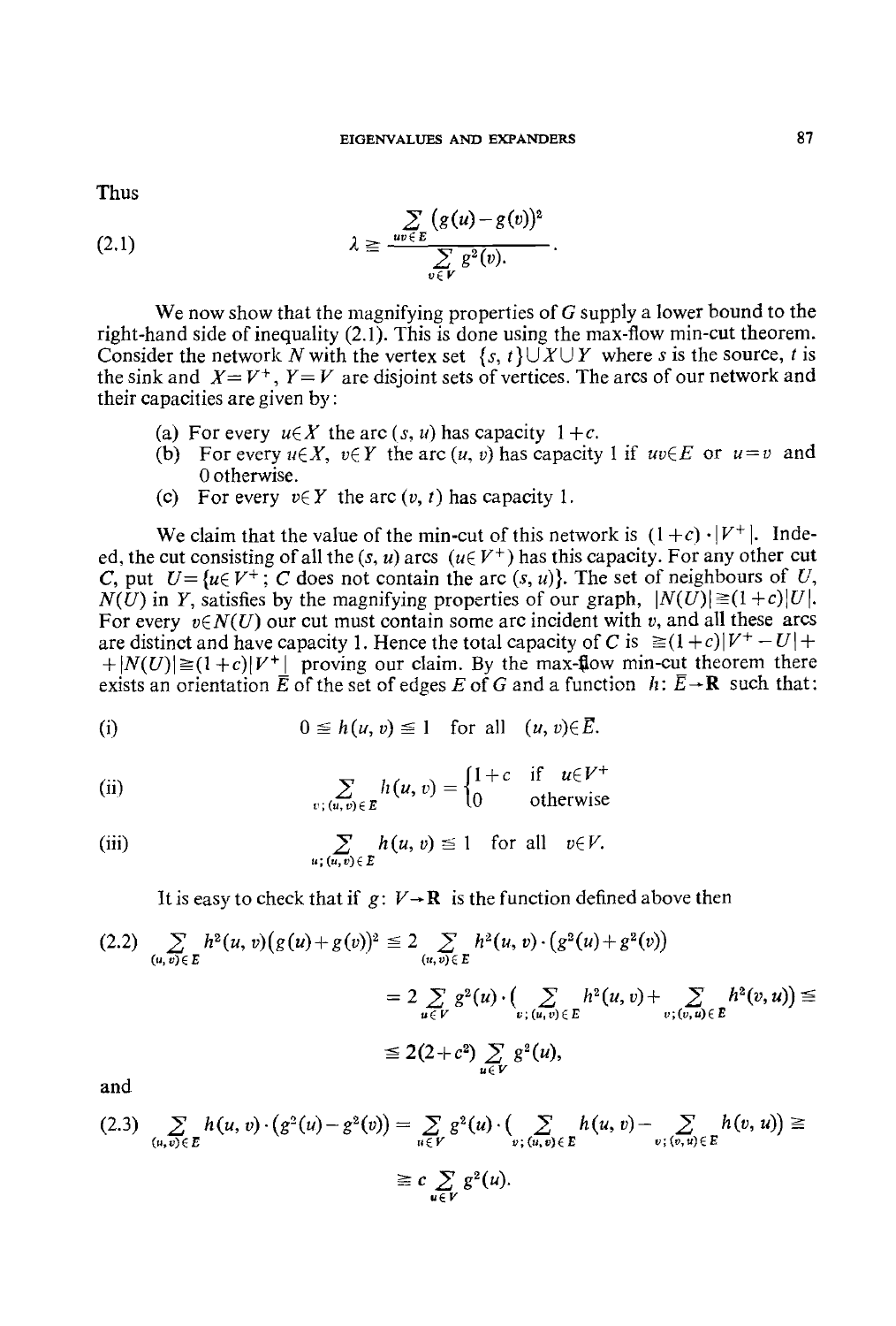Thus

$$\lambda \geq \frac{\sum\limits_{uv \in E} (g(u)-g(v))^2}{\sum\limits_{v \in V} g^2(v)}. \tag{2.1}$$

We now show that the magnifying properties of $G$ supply a lower bound to the right-hand side of inequality (2.1). This is done using the max-flow min-cut theorem. Consider the network $N$ with the vertex set $\{s, t\} \cup X \cup Y$ where $s$ is the source, $t$ is the sink and $X = V^+$, $Y = V$ are disjoint sets of vertices. The arcs of our network and their capacities are given by:

(a) For every $u \in X$ the arc $(s, u)$ has capacity $1+c$.

(b) For every $u \in X$, $v \in Y$ the arc $(u, v)$ has capacity 1 if $uv \in E$ or $u = v$ and 0 otherwise.

(c) For every $v \in Y$ the arc $(v, t)$ has capacity 1.

We claim that the value of the min-cut of this network is $(1+c) \cdot |V^+|$. Indeed, the cut consisting of all the $(s, u)$ arcs $(u \in V^+)$ has this capacity. For any other cut $C$, put $U = \{u \in V^+;\ C \text{ does not contain the arc } (s, u)\}$. The set of neighbours of $U$, $N(U)$ in $Y$, satisfies by the magnifying properties of our graph, $|N(U)| \geq (1+c)|U|$. For every $v \in N(U)$ our cut must contain some arc incident with $v$, and all these arcs are distinct and have capacity 1. Hence the total capacity of $C$ is $\geq (1+c)|V^+ - U| + |N(U)| \geq (1+c)|V^+|$ proving our claim. By the max-flow min-cut theorem there exists an orientation $\bar{E}$ of the set of edges $E$ of $G$ and a function $h: \bar{E} \to \mathbf{R}$ such that:

(i) $$0 \leq h(u, v) \leq 1 \quad \text{for all} \quad (u, v) \in \bar{E}.$$

(ii) $$\sum_{v;\,(u,v) \in E} h(u, v) = \begin{cases} 1+c & \text{if } u \in V^+ \\ 0 & \text{otherwise} \end{cases}$$

(iii) $$\sum_{u;\,(u,v) \in E} h(u, v) \leq 1 \quad \text{for all} \quad v \in V.$$

It is easy to check that if $g: V \to \mathbf{R}$ is the function defined above then

$$\sum_{(u,v) \in E} h^2(u, v)(g(u)+g(v))^2 \leq 2 \sum_{(u,v) \in E} h^2(u, v) \cdot (g^2(u)+g^2(v)) \tag{2.2}$$
$$= 2 \sum_{u \in V} g^2(u) \cdot \Big( \sum_{v;\,(u,v) \in E} h^2(u, v) + \sum_{v;\,(v,u) \in E} h^2(v, u) \Big) \leq$$
$$\leq 2(2+c^2) \sum_{u \in V} g^2(u),$$

and

$$\sum_{(u,v) \in E} h(u, v) \cdot (g^2(u)-g^2(v)) = \sum_{u \in V} g^2(u) \cdot \Big( \sum_{v;\,(u,v) \in E} h(u, v) - \sum_{v;\,(v,u) \in E} h(v, u) \Big) \geq \tag{2.3}$$
$$\geq c \sum_{u \in V} g^2(u).$$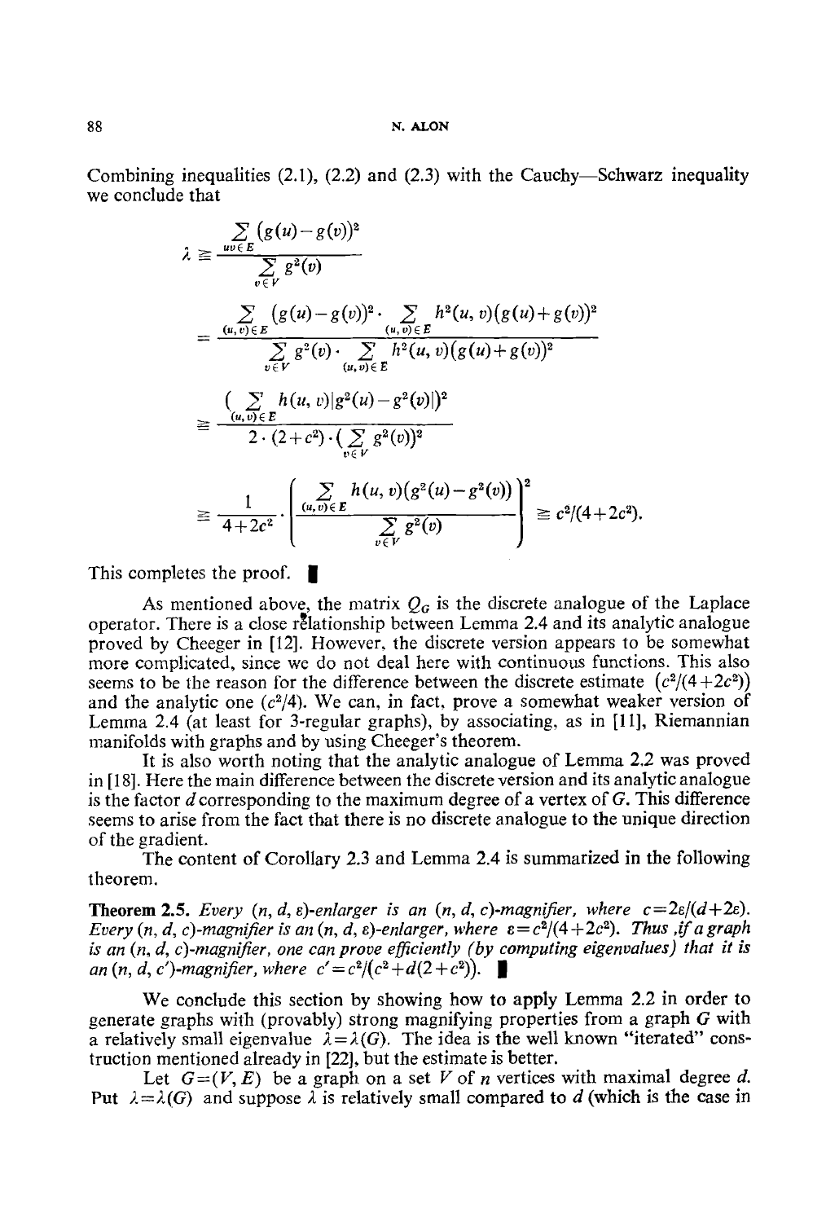Combining inequalities (2.1), (2.2) and (2.3) with the Cauchy—Schwarz inequality we conclude that

$$\lambda \geqq \frac{\sum_{uv\in E}(g(u)-g(v))^2}{\sum_{v\in V} g^2(v)}$$

$$= \frac{\sum_{(u,v)\in E}(g(u)-g(v))^2 \cdot \sum_{(u,v)\in E} h^2(u,v)(g(u)+g(v))^2}{\sum_{v\in V} g^2(v)\cdot \sum_{(u,v)\in E} h^2(u,v)(g(u)+g(v))^2}$$

$$\geqq \frac{\left(\sum_{(u,v)\in E} h(u,v)|g^2(u)-g^2(v)|\right)^2}{2\cdot(2+c^2)\cdot\left(\sum_{v\in V} g^2(v)\right)^2}$$

$$\geqq \frac{1}{4+2c^2}\cdot\left(\frac{\sum_{(u,v)\in E} h(u,v)(g^2(u)-g^2(v))}{\sum_{v\in V} g^2(v)}\right)^2 \geqq c^2/(4+2c^2).$$

This completes the proof. ∎

As mentioned above, the matrix $Q_G$ is the discrete analogue of the Laplace operator. There is a close relationship between Lemma 2.4 and its analytic analogue proved by Cheeger in [12]. However, the discrete version appears to be somewhat more complicated, since we do not deal here with continuous functions. This also seems to be the reason for the difference between the discrete estimate $(c^2/(4+2c^2))$ and the analytic one $(c^2/4)$. We can, in fact, prove a somewhat weaker version of Lemma 2.4 (at least for 3-regular graphs), by associating, as in [11], Riemannian manifolds with graphs and by using Cheeger's theorem.

It is also worth noting that the analytic analogue of Lemma 2.2 was proved in [18]. Here the main difference between the discrete version and its analytic analogue is the factor $d$ corresponding to the maximum degree of a vertex of $G$. This difference seems to arise from the fact that there is no discrete analogue to the unique direction of the gradient.

The content of Corollary 2.3 and Lemma 2.4 is summarized in the following theorem.

**Theorem 2.5.** *Every $(n, d, \varepsilon)$-enlarger is an $(n, d, c)$-magnifier, where $c=2\varepsilon/(d+2\varepsilon)$. Every $(n, d, c)$-magnifier is an $(n, d, \varepsilon)$-enlarger, where $\varepsilon=c^2/(4+2c^2)$. Thus, if a graph is an $(n, d, c)$-magnifier, one can prove efficiently (by computing eigenvalues) that it is an $(n, d, c')$-magnifier, where $c'=c^2/(c^2+d(2+c^2))$.* ∎

We conclude this section by showing how to apply Lemma 2.2 in order to generate graphs with (provably) strong magnifying properties from a graph $G$ with a relatively small eigenvalue $\lambda=\lambda(G)$. The idea is the well known "iterated" construction mentioned already in [22], but the estimate is better.

Let $G=(V, E)$ be a graph on a set $V$ of $n$ vertices with maximal degree $d$. Put $\lambda=\lambda(G)$ and suppose $\lambda$ is relatively small compared to $d$ (which is the case in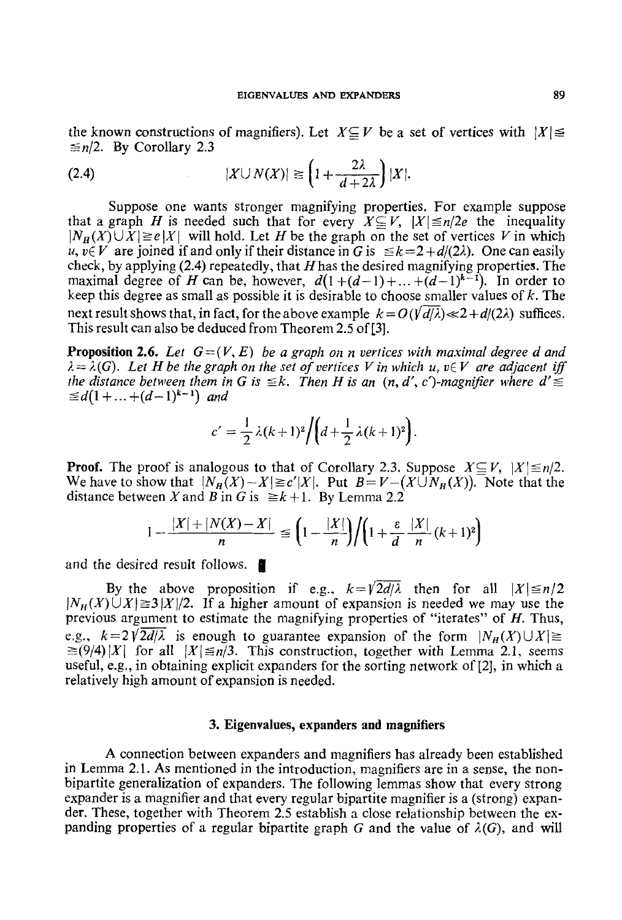the known constructions of magnifiers). Let $X \subseteq V$ be a set of vertices with $|X| \leq n/2$. By Corollary 2.3

$$|X \cup N(X)| \geq \left(1 + \frac{2\lambda}{d+2\lambda}\right)|X|. \tag{2.4}$$

Suppose one wants stronger magnifying properties. For example suppose that a graph $H$ is needed such that for every $X \subseteq V$, $|X| \leq n/2e$ the inequality $|N_H(X) \cup X| \geq e|X|$ will hold. Let $H$ be the graph on the set of vertices $V$ in which $u, v \in V$ are joined if and only if their distance in $G$ is $\leq k = 2 + d/(2\lambda)$. One can easily check, by applying (2.4) repeatedly, that $H$ has the desired magnifying properties. The maximal degree of $H$ can be, however, $d(1+(d-1)+\ldots+(d-1)^{k-1})$. In order to keep this degree as small as possible it is desirable to choose smaller values of $k$. The next result shows that, in fact, for the above example $k = O(\sqrt{d/\lambda}) \ll 2 + d/(2\lambda)$ suffices. This result can also be deduced from Theorem 2.5 of [3].

**Proposition 2.6.** *Let $G=(V, E)$ be a graph on $n$ vertices with maximal degree $d$ and $\lambda = \lambda(G)$. Let $H$ be the graph on the set of vertices $V$ in which $u, v \in V$ are adjacent iff the distance between them in $G$ is $\leq k$. Then $H$ is an $(n, d', c')$-magnifier where $d' \leq d(1+\ldots+(d-1)^{k-1})$ and*

$$c' = \frac{1}{2}\lambda(k+1)^2 \Big/ \left(d + \frac{1}{2}\lambda(k+1)^2\right).$$

**Proof.** The proof is analogous to that of Corollary 2.3. Suppose $X \subseteq V$, $|X| \leq n/2$. We have to show that $|N_H(X) - X| \geq c'|X|$. Put $B = V - (X \cup N_H(X))$. Note that the distance between $X$ and $B$ in $G$ is $\geq k+1$. By Lemma 2.2

$$1 - \frac{|X| + |N(X) - X|}{n} \leq \left(1 - \frac{|X|}{n}\right) \Big/ \left(1 + \frac{\varepsilon}{d}\frac{|X|}{n}(k+1)^2\right)$$

and the desired result follows. ∎

By the above proposition if e.g., $k = \sqrt{2d/\lambda}$ then for all $|X| \leq n/2$ $|N_H(X) \cup X| \geq 3|X|/2$. If a higher amount of expansion is needed we may use the previous argument to estimate the magnifying properties of "iterates" of $H$. Thus, e.g., $k = 2\sqrt{2d/\lambda}$ is enough to guarantee expansion of the form $|N_H(X) \cup X| \geq (9/4)|X|$ for all $|X| \leq n/3$. This construction, together with Lemma 2.1, seems useful, e.g., in obtaining explicit expanders for the sorting network of [2], in which a relatively high amount of expansion is needed.

## 3. Eigenvalues, expanders and magnifiers

A connection between expanders and magnifiers has already been established in Lemma 2.1. As mentioned in the introduction, magnifiers are in a sense, the non-bipartite generalization of expanders. The following lemmas show that every strong expander is a magnifier and that every regular bipartite magnifier is a (strong) expander. These, together with Theorem 2.5 establish a close relationship between the expanding properties of a regular bipartite graph $G$ and the value of $\lambda(G)$, and will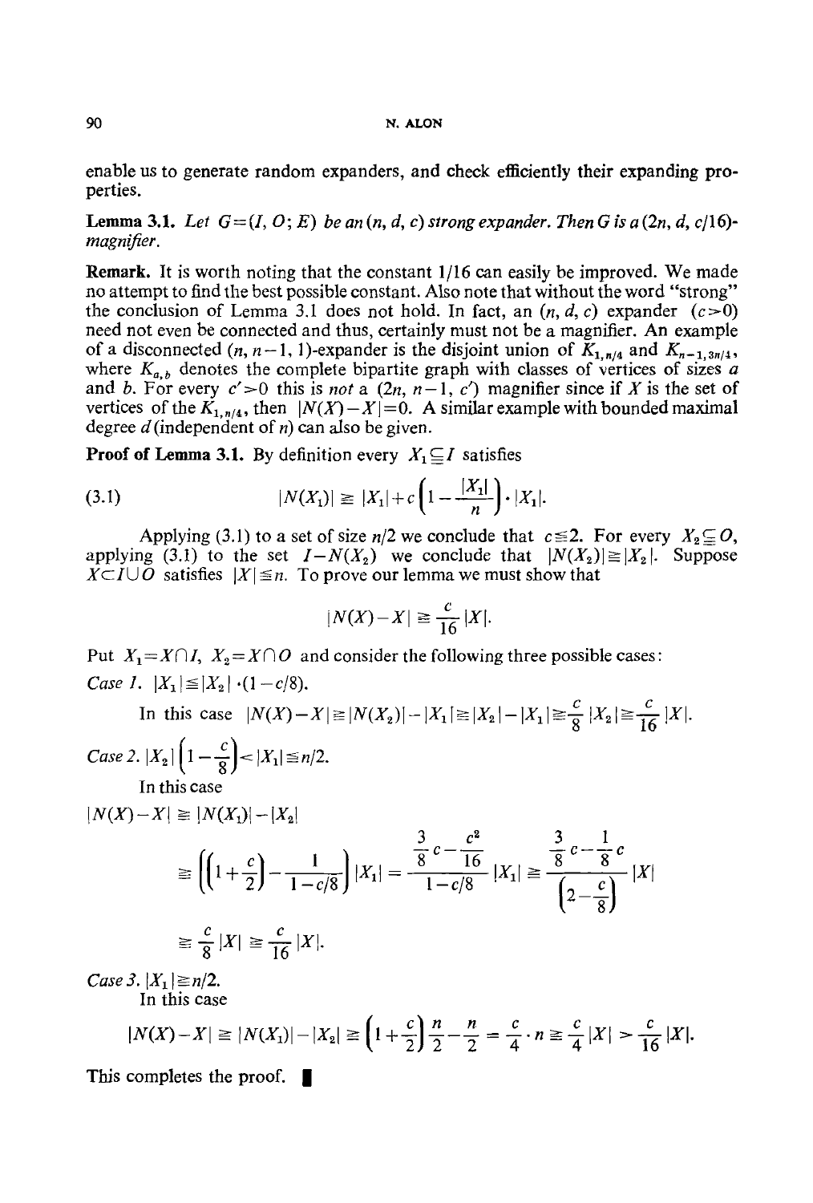enable us to generate random expanders, and check efficiently their expanding properties.

**Lemma 3.1.** *Let $G=(I, O; E)$ be an $(n, d, c)$ strong expander. Then $G$ is a $(2n, d, c/16)$-magnifier.*

**Remark.** It is worth noting that the constant 1/16 can easily be improved. We made no attempt to find the best possible constant. Also note that without the word "strong" the conclusion of Lemma 3.1 does not hold. In fact, an $(n, d, c)$ expander $(c>0)$ need not even be connected and thus, certainly must not be a magnifier. An example of a disconnected $(n, n-1, 1)$-expander is the disjoint union of $K_{1,n/4}$ and $K_{n-1,3n/4}$, where $K_{a,b}$ denotes the complete bipartite graph with classes of vertices of sizes $a$ and $b$. For every $c'>0$ this is *not* a $(2n, n-1, c')$ magnifier since if $X$ is the set of vertices of the $K_{1,n/4}$, then $|N(X)-X|=0$. A similar example with bounded maximal degree $d$ (independent of $n$) can also be given.

**Proof of Lemma 3.1.** By definition every $X_1\subseteq I$ satisfies

$$|N(X_1)| \geqq |X_1|+c\left(1-\frac{|X_1|}{n}\right)\cdot |X_1|. \tag{3.1}$$

Applying (3.1) to a set of size $n/2$ we conclude that $c\leqq 2$. For every $X_2\subseteq O$, applying (3.1) to the set $I-N(X_2)$ we conclude that $|N(X_2)|\geqq |X_2|$. Suppose $X\subset I\cup O$ satisfies $|X|\leqq n$. To prove our lemma we must show that

$$|N(X)-X| \geqq \frac{c}{16}|X|.$$

Put $X_1=X\cap I$, $X_2=X\cap O$ and consider the following three possible cases:

*Case 1.* $|X_1|\leqq |X_2|\cdot(1-c/8)$.

In this case $|N(X)-X|\geqq |N(X_2)|-|X_1|\geqq |X_2|-|X_1|\geqq \frac{c}{8}|X_2|\geqq \frac{c}{16}|X|$.

*Case 2.* $|X_2|\left(1-\frac{c}{8}\right)<|X_1|\leqq n/2$.

In this case

$$|N(X)-X| \geqq |N(X_1)|-|X_2|$$

$$\geqq \left(\left(1+\frac{c}{2}\right)-\frac{1}{1-c/8}\right)|X_1| = \frac{\frac{3}{8}c-\frac{c^2}{16}}{1-c/8}|X_1| \geqq \frac{\frac{3}{8}c-\frac{1}{8}c}{\left(2-\frac{c}{8}\right)}|X|$$

$$\geqq \frac{c}{8}|X| \geqq \frac{c}{16}|X|.$$

*Case 3.* $|X_1|\geqq n/2$.

In this case

$$|N(X)-X| \geqq |N(X_1)|-|X_2| \geqq \left(1+\frac{c}{2}\right)\frac{n}{2}-\frac{n}{2} = \frac{c}{4}\cdot n \geqq \frac{c}{4}|X| > \frac{c}{16}|X|.$$

This completes the proof. ∎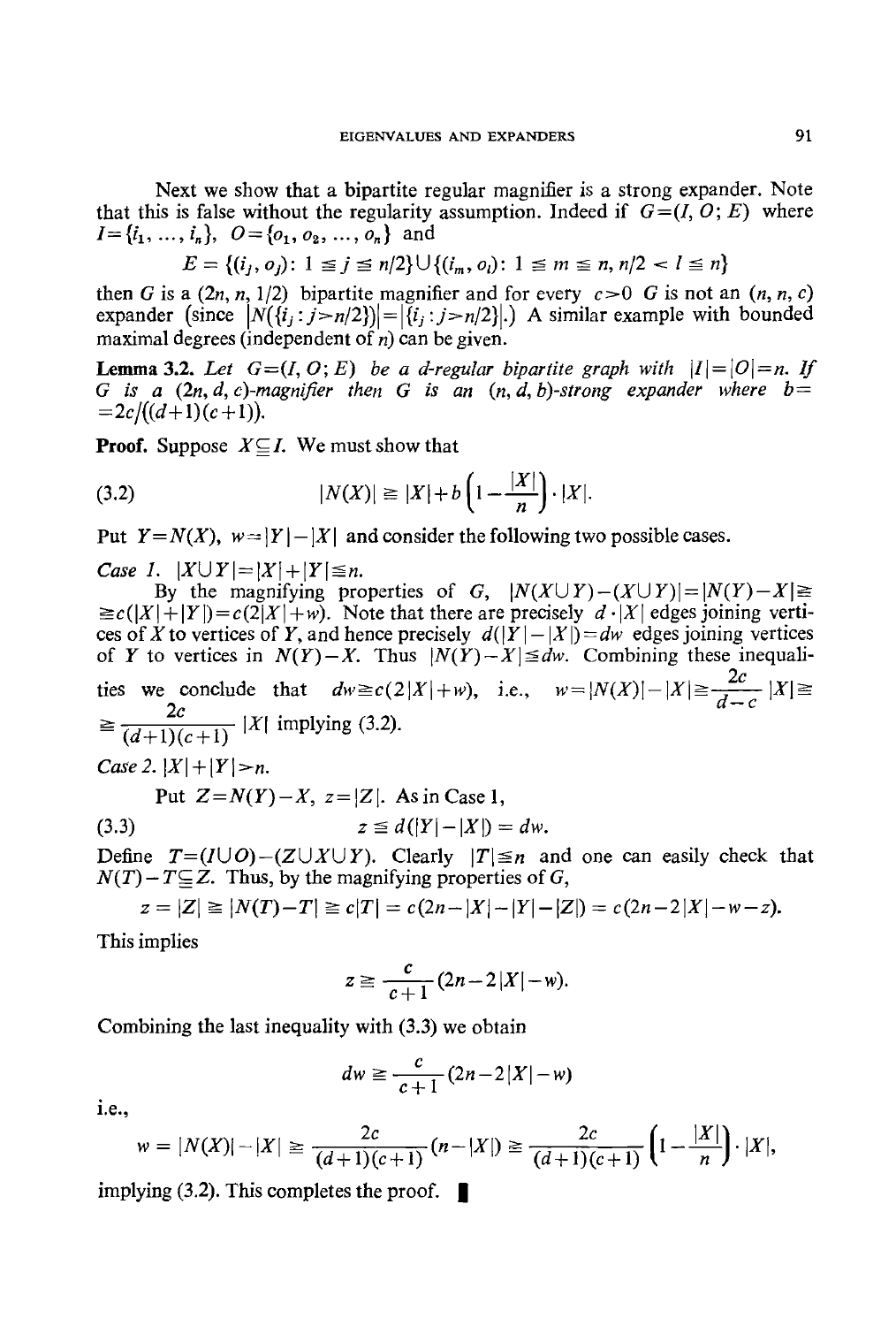Next we show that a bipartite regular magnifier is a strong expander. Note that this is false without the regularity assumption. Indeed if $G=(I, O; E)$ where $I=\{i_1, \dots, i_n\}$, $O=\{o_1, o_2, \dots, o_n\}$ and

$$E = \{(i_j, o_j)\colon 1 \leqq j \leqq n/2\} \cup \{(i_m, o_l)\colon 1 \leqq m \leqq n, n/2 < l \leqq n\}$$

then $G$ is a $(2n, n, 1/2)$ bipartite magnifier and for every $c>0$ $G$ is not an $(n, n, c)$ expander (since $|N(\{i_j : j > n/2\})| = |\{i_j : j > n/2\}|$.) A similar example with bounded maximal degrees (independent of $n$) can be given.

**Lemma 3.2.** *Let $G=(I, O; E)$ be a $d$-regular bipartite graph with $|I|=|O|=n$. If $G$ is a $(2n, d, c)$-magnifier then $G$ is an $(n, d, b)$-strong expander where $b = 2c/((d+1)(c+1))$.*

**Proof.** Suppose $X \subseteq I$. We must show that

$$|N(X)| \geqq |X| + b\left(1 - \frac{|X|}{n}\right) \cdot |X|. \tag{3.2}$$

Put $Y=N(X)$, $w=|Y|-|X|$ and consider the following two possible cases.

*Case 1.* $|X \cup Y| = |X| + |Y| \leqq n$.

By the magnifying properties of $G$, $|N(X \cup Y) - (X \cup Y)| = |N(Y) - X| \geqq c(|X|+|Y|) = c(2|X|+w)$. Note that there are precisely $d \cdot |X|$ edges joining vertices of $X$ to vertices of $Y$, and hence precisely $d(|Y|-|X|) = dw$ edges joining vertices of $Y$ to vertices in $N(Y)-X$. Thus $|N(Y)-X| \leqq dw$. Combining these inequalities we conclude that $dw \geqq c(2|X|+w)$, i.e., $w = |N(X)| - |X| \geqq \frac{2c}{d-c}|X| \geqq \frac{2c}{(d+1)(c+1)}|X|$ implying (3.2).

*Case 2.* $|X| + |Y| > n$.

Put $Z = N(Y) - X$, $z = |Z|$. As in Case 1,

$$z \leqq d(|Y|-|X|) = dw. \tag{3.3}$$

Define $T = (I \cup O) - (Z \cup X \cup Y)$. Clearly $|T| \leqq n$ and one can easily check that $N(T) - T \subseteq Z$. Thus, by the magnifying properties of $G$,

$$z = |Z| \geqq |N(T) - T| \geqq c|T| = c(2n - |X| - |Y| - |Z|) = c(2n - 2|X| - w - z).$$

This implies

$$z \geqq \frac{c}{c+1}(2n - 2|X| - w).$$

Combining the last inequality with (3.3) we obtain

$$dw \geqq \frac{c}{c+1}(2n - 2|X| - w)$$

i.e.,

$$w = |N(X)| - |X| \geqq \frac{2c}{(d+1)(c+1)}(n - |X|) \geqq \frac{2c}{(d+1)(c+1)}\left(1 - \frac{|X|}{n}\right) \cdot |X|,$$

implying (3.2). This completes the proof. ∎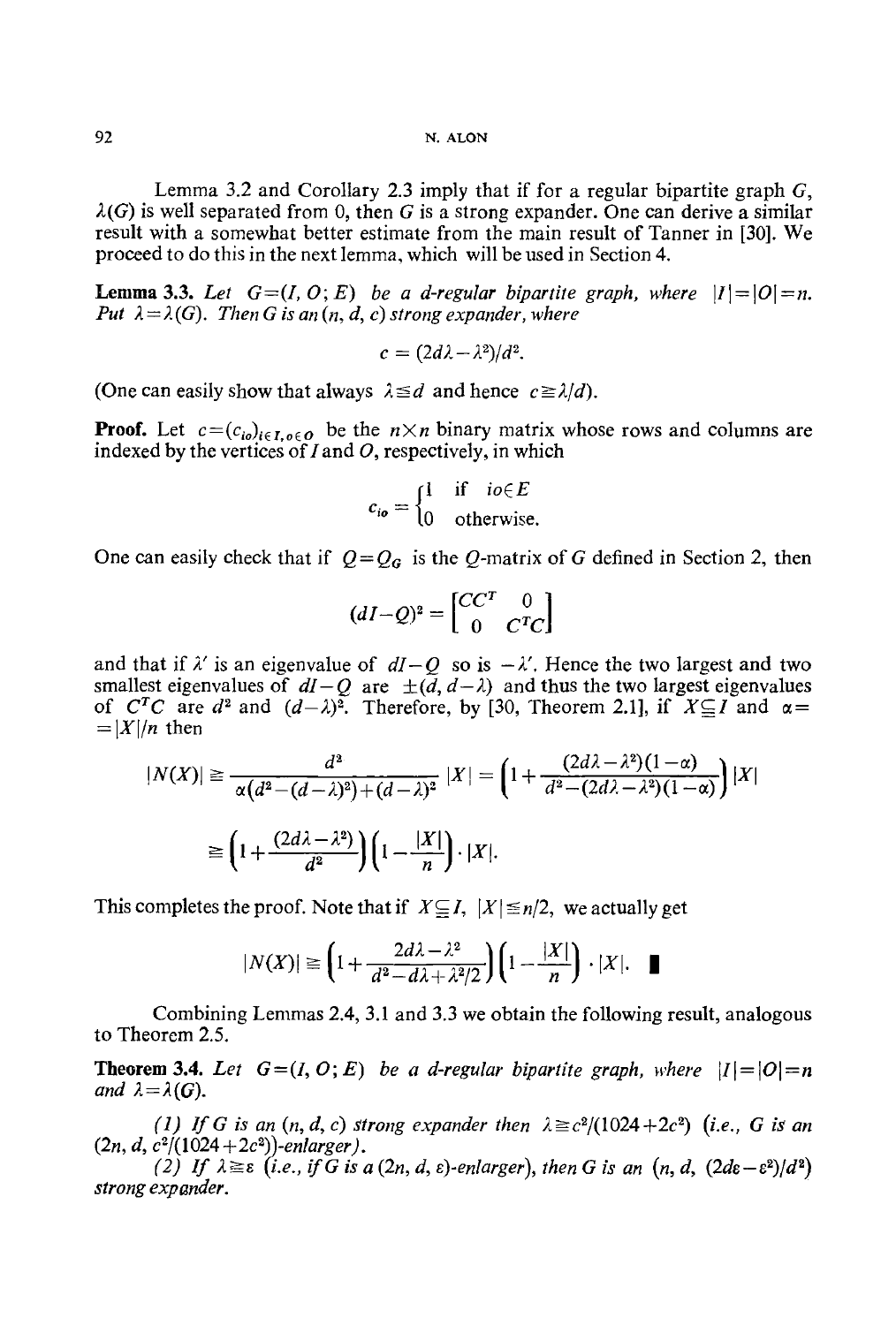Lemma 3.2 and Corollary 2.3 imply that if for a regular bipartite graph $G$, $\lambda(G)$ is well separated from 0, then $G$ is a strong expander. One can derive a similar result with a somewhat better estimate from the main result of Tanner in [30]. We proceed to do this in the next lemma, which will be used in Section 4.

**Lemma 3.3.** *Let $G=(I, O; E)$ be a $d$-regular bipartite graph, where $|I|=|O|=n$. Put $\lambda=\lambda(G)$. Then $G$ is an $(n, d, c)$ strong expander, where*

$$c = (2d\lambda-\lambda^2)/d^2.$$

(One can easily show that always $\lambda \leqq d$ and hence $c \geqq \lambda/d$).

**Proof.** Let $c=(c_{io})_{i\in I, o\in O}$ be the $n\times n$ binary matrix whose rows and columns are indexed by the vertices of $I$ and $O$, respectively, in which

$$c_{io} = \begin{cases} 1 & \text{if } io \in E \\ 0 & \text{otherwise.} \end{cases}$$

One can easily check that if $Q=Q_G$ is the $Q$-matrix of $G$ defined in Section 2, then

$$(dI-Q)^2 = \begin{bmatrix} CC^T & 0 \\ 0 & C^TC \end{bmatrix}$$

and that if $\lambda'$ is an eigenvalue of $dI-Q$ so is $-\lambda'$. Hence the two largest and two smallest eigenvalues of $dI-Q$ are $\pm(d, d-\lambda)$ and thus the two largest eigenvalues of $C^TC$ are $d^2$ and $(d-\lambda)^2$. Therefore, by [30, Theorem 2.1], if $X\subseteq I$ and $\alpha = |X|/n$ then

$$|N(X)| \geqq \frac{d^2}{\alpha\left(d^2-(d-\lambda)^2\right)+(d-\lambda)^2}\,|X| = \left(1+\frac{(2d\lambda-\lambda^2)(1-\alpha)}{d^2-(2d\lambda-\lambda^2)(1-\alpha)}\right)|X|$$

$$\geqq \left(1+\frac{(2d\lambda-\lambda^2)}{d^2}\right)\left(1-\frac{|X|}{n}\right)\cdot|X|.$$

This completes the proof. Note that if $X\subseteq I$, $|X|\leqq n/2$, we actually get

$$|N(X)| \geqq \left(1+\frac{2d\lambda-\lambda^2}{d^2-d\lambda+\lambda^2/2}\right)\left(1-\frac{|X|}{n}\right)\cdot|X|. \quad \blacksquare$$

Combining Lemmas 2.4, 3.1 and 3.3 we obtain the following result, analogous to Theorem 2.5.

**Theorem 3.4.** *Let $G=(I, O; E)$ be a $d$-regular bipartite graph, where $|I|=|O|=n$ and $\lambda=\lambda(G)$.*

*(1) If $G$ is an $(n, d, c)$ strong expander then $\lambda\geqq c^2/(1024+2c^2)$ (i.e., $G$ is an $(2n, d, c^2/(1024+2c^2))$-enlarger).*

*(2) If $\lambda\geqq\varepsilon$ (i.e., if $G$ is a $(2n, d, \varepsilon)$-enlarger), then $G$ is an $(n, d, (2d\varepsilon-\varepsilon^2)/d^2)$ strong expander.*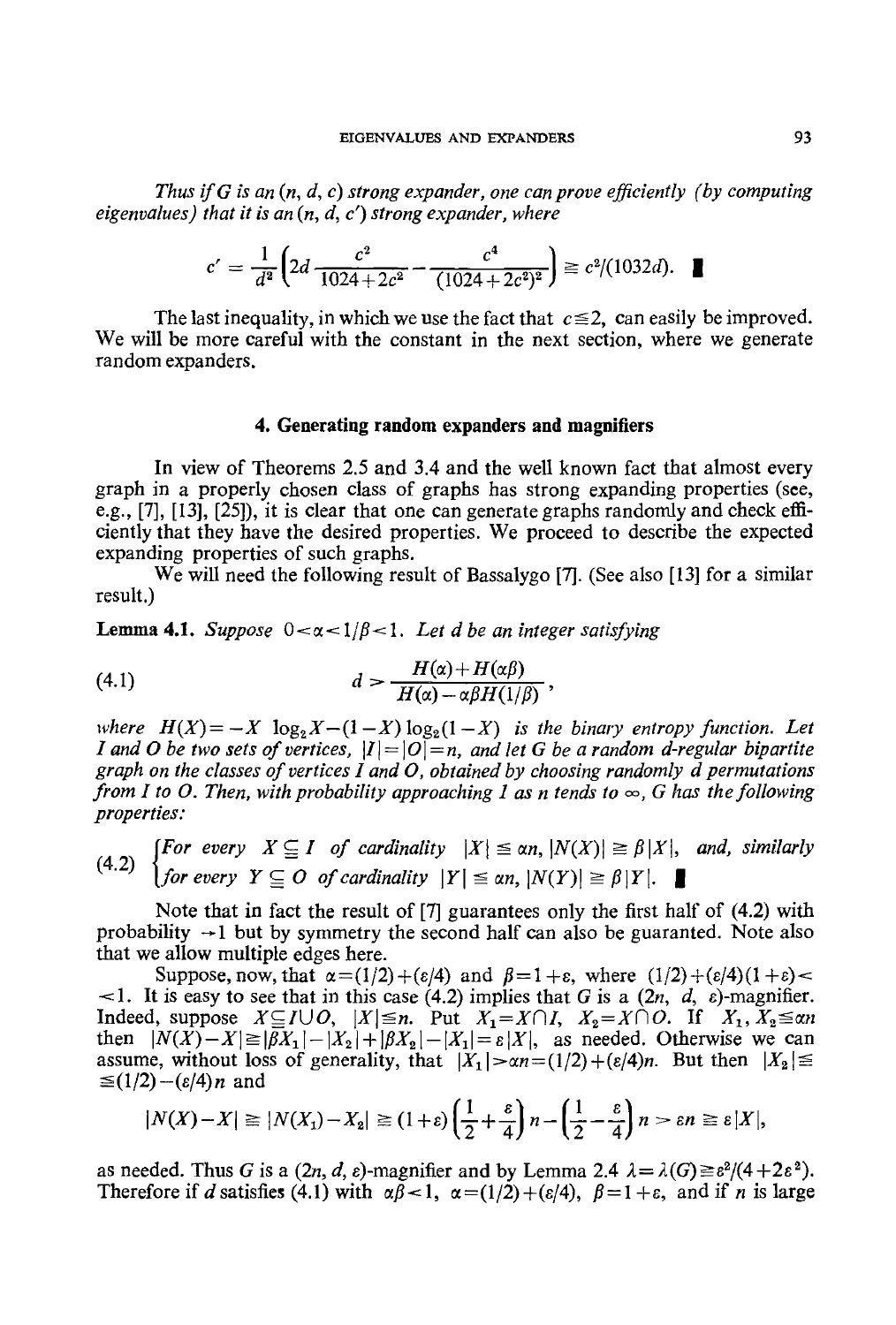*Thus if $G$ is an $(n, d, c)$ strong expander, one can prove efficiently (by computing eigenvalues) that it is an $(n, d, c')$ strong expander, where*

$$c' = \frac{1}{d^2}\left(2d\frac{c^2}{1024+2c^2} - \frac{c^4}{(1024+2c^2)^2}\right) \geq c^2/(1032d). \quad \blacksquare$$

The last inequality, in which we use the fact that $c \leq 2$, can easily be improved. We will be more careful with the constant in the next section, where we generate random expanders.

## 4. Generating random expanders and magnifiers

In view of Theorems 2.5 and 3.4 and the well known fact that almost every graph in a properly chosen class of graphs has strong expanding properties (see, e.g., [7], [13], [25]), it is clear that one can generate graphs randomly and check efficiently that they have the desired properties. We proceed to describe the expected expanding properties of such graphs.

We will need the following result of Bassalygo [7]. (See also [13] for a similar result.)

**Lemma 4.1.** *Suppose $0 < \alpha < 1/\beta < 1$. Let $d$ be an integer satisfying*

$$d > \frac{H(\alpha) + H(\alpha\beta)}{H(\alpha) - \alpha\beta H(1/\beta)}, \tag{4.1}$$

*where $H(X) = -X\log_2 X - (1-X)\log_2(1-X)$ is the binary entropy function. Let $I$ and $O$ be two sets of vertices, $|I| = |O| = n$, and let $G$ be a random $d$-regular bipartite graph on the classes of vertices $I$ and $O$, obtained by choosing randomly $d$ permutations from $I$ to $O$. Then, with probability approaching 1 as $n$ tends to $\infty$, $G$ has the following properties:*

$$\begin{cases} \text{For every } X \subseteq I \text{ of cardinality } |X| \leq \alpha n, |N(X)| \geq \beta|X|, \text{ and, similarly} \\ \text{for every } Y \subseteq O \text{ of cardinality } |Y| \leq \alpha n, |N(Y)| \geq \beta|Y|. \end{cases} \tag{4.2}$$

$\blacksquare$

Note that in fact the result of [7] guarantees only the first half of (4.2) with probability $\to 1$ but by symmetry the second half can also be guaranted. Note also that we allow multiple edges here.

Suppose, now, that $\alpha = (1/2) + (\varepsilon/4)$ and $\beta = 1 + \varepsilon$, where $(1/2) + (\varepsilon/4)(1+\varepsilon) < 1$. It is easy to see that in this case (4.2) implies that $G$ is a $(2n, d, \varepsilon)$-magnifier. Indeed, suppose $X \subseteq I \cup O$, $|X| \leq n$. Put $X_1 = X \cap I$, $X_2 = X \cap O$. If $X_1, X_2 \leq \alpha n$ then $|N(X) - X| \geq |\beta X_1| - |X_2| + |\beta X_2| - |X_1| = \varepsilon|X|$, as needed. Otherwise we can assume, without loss of generality, that $|X_1| > \alpha n = (1/2) + (\varepsilon/4)n$. But then $|X_2| \leq (1/2) - (\varepsilon/4)n$ and

$$|N(X) - X| \geq |N(X_1) - X_2| \geq (1+\varepsilon)\left(\frac{1}{2} + \frac{\varepsilon}{4}\right)n - \left(\frac{1}{2} - \frac{\varepsilon}{4}\right)n > \varepsilon n \geq \varepsilon|X|,$$

as needed. Thus $G$ is a $(2n, d, \varepsilon)$-magnifier and by Lemma 2.4 $\lambda = \lambda(G) \geq \varepsilon^2/(4+2\varepsilon^2)$. Therefore if $d$ satisfies (4.1) with $\alpha\beta < 1$, $\alpha = (1/2) + (\varepsilon/4)$, $\beta = 1 + \varepsilon$, and if $n$ is large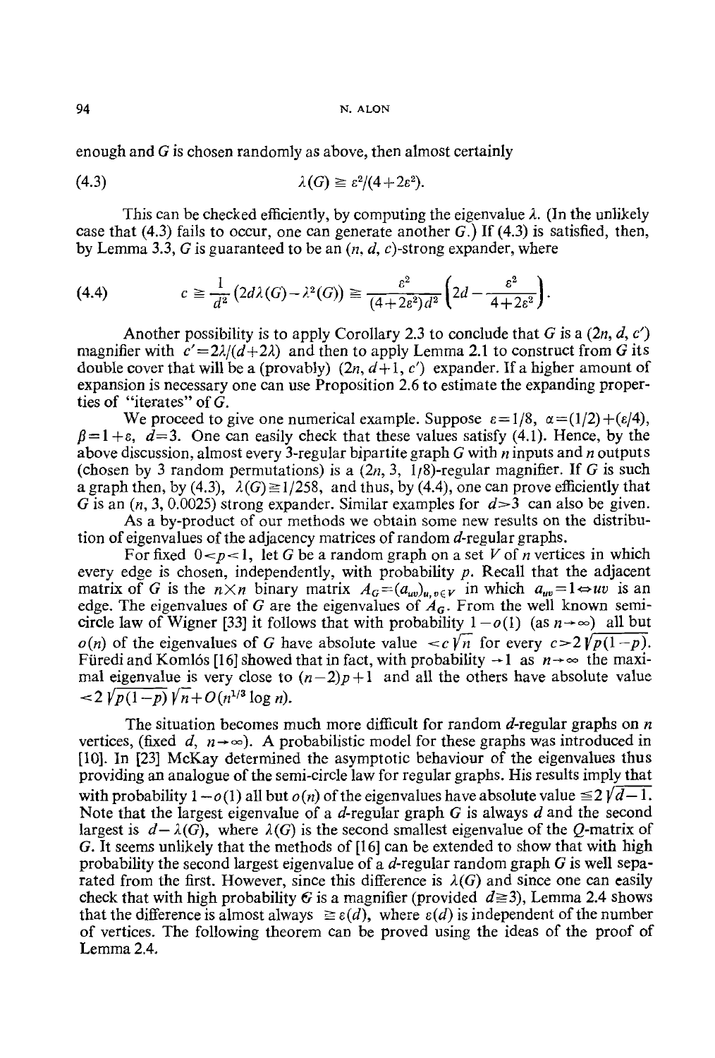enough and $G$ is chosen randomly as above, then almost certainly

$$\lambda(G) \geq \varepsilon^2/(4+2\varepsilon^2). \tag{4.3}$$

This can be checked efficiently, by computing the eigenvalue $\lambda$. (In the unlikely case that (4.3) fails to occur, one can generate another $G$.) If (4.3) is satisfied, then, by Lemma 3.3, $G$ is guaranteed to be an $(n, d, c)$-strong expander, where

$$c \geq \frac{1}{d^2}\left(2d\lambda(G) - \lambda^2(G)\right) \geq \frac{\varepsilon^2}{(4+2\varepsilon^2)d^2}\left(2d - \frac{\varepsilon^2}{4+2\varepsilon^2}\right). \tag{4.4}$$

Another possibility is to apply Corollary 2.3 to conclude that $G$ is a $(2n, d, c')$ magnifier with $c' = 2\lambda/(d+2\lambda)$ and then to apply Lemma 2.1 to construct from $G$ its double cover that will be a (provably) $(2n, d+1, c')$ expander. If a higher amount of expansion is necessary one can use Proposition 2.6 to estimate the expanding properties of "iterates" of $G$.

We proceed to give one numerical example. Suppose $\varepsilon = 1/8$, $\alpha = (1/2) + (\varepsilon/4)$, $\beta = 1 + \varepsilon$, $d = 3$. One can easily check that these values satisfy (4.1). Hence, by the above discussion, almost every 3-regular bipartite graph $G$ with $n$ inputs and $n$ outputs (chosen by 3 random permutations) is a $(2n, 3, 1/8)$-regular magnifier. If $G$ is such a graph then, by (4.3), $\lambda(G) \geq 1/258$, and thus, by (4.4), one can prove efficiently that $G$ is an $(n, 3, 0.0025)$ strong expander. Similar examples for $d > 3$ can also be given.

As a by-product of our methods we obtain some new results on the distribution of eigenvalues of the adjacency matrices of random $d$-regular graphs.

For fixed $0 < p < 1$, let $G$ be a random graph on a set $V$ of $n$ vertices in which every edge is chosen, independently, with probability $p$. Recall that the adjacent matrix of $G$ is the $n \times n$ binary matrix $A_G = (a_{uv})_{u,v \in V}$ in which $a_{uv} = 1 \Leftrightarrow uv$ is an edge. The eigenvalues of $G$ are the eigenvalues of $A_G$. From the well known semi-circle law of Wigner [33] it follows that with probability $1 - o(1)$ (as $n \to \infty$) all but $o(n)$ of the eigenvalues of $G$ have absolute value $< c\sqrt{n}$ for every $c > 2\sqrt{p(1-p)}$. Füredi and Komlós [16] showed that in fact, with probability $\to 1$ as $n \to \infty$ the maximal eigenvalue is very close to $(n-2)p+1$ and all the others have absolute value $< 2\sqrt{p(1-p)}\sqrt{n} + O(n^{1/3}\log n)$.

The situation becomes much more difficult for random $d$-regular graphs on $n$ vertices, (fixed $d$, $n \to \infty$). A probabilistic model for these graphs was introduced in [10]. In [23] McKay determined the asymptotic behaviour of the eigenvalues thus providing an analogue of the semi-circle law for regular graphs. His results imply that with probability $1 - o(1)$ all but $o(n)$ of the eigenvalues have absolute value $\leq 2\sqrt{d-1}$. Note that the largest eigenvalue of a $d$-regular graph $G$ is always $d$ and the second largest is $d - \lambda(G)$, where $\lambda(G)$ is the second smallest eigenvalue of the $Q$-matrix of $G$. It seems unlikely that the methods of [16] can be extended to show that with high probability the second largest eigenvalue of a $d$-regular random graph $G$ is well separated from the first. However, since this difference is $\lambda(G)$ and since one can easily check that with high probability $G$ is a magnifier (provided $d \geq 3$), Lemma 2.4 shows that the difference is almost always $\geq \varepsilon(d)$, where $\varepsilon(d)$ is independent of the number of vertices. The following theorem can be proved using the ideas of the proof of Lemma 2.4.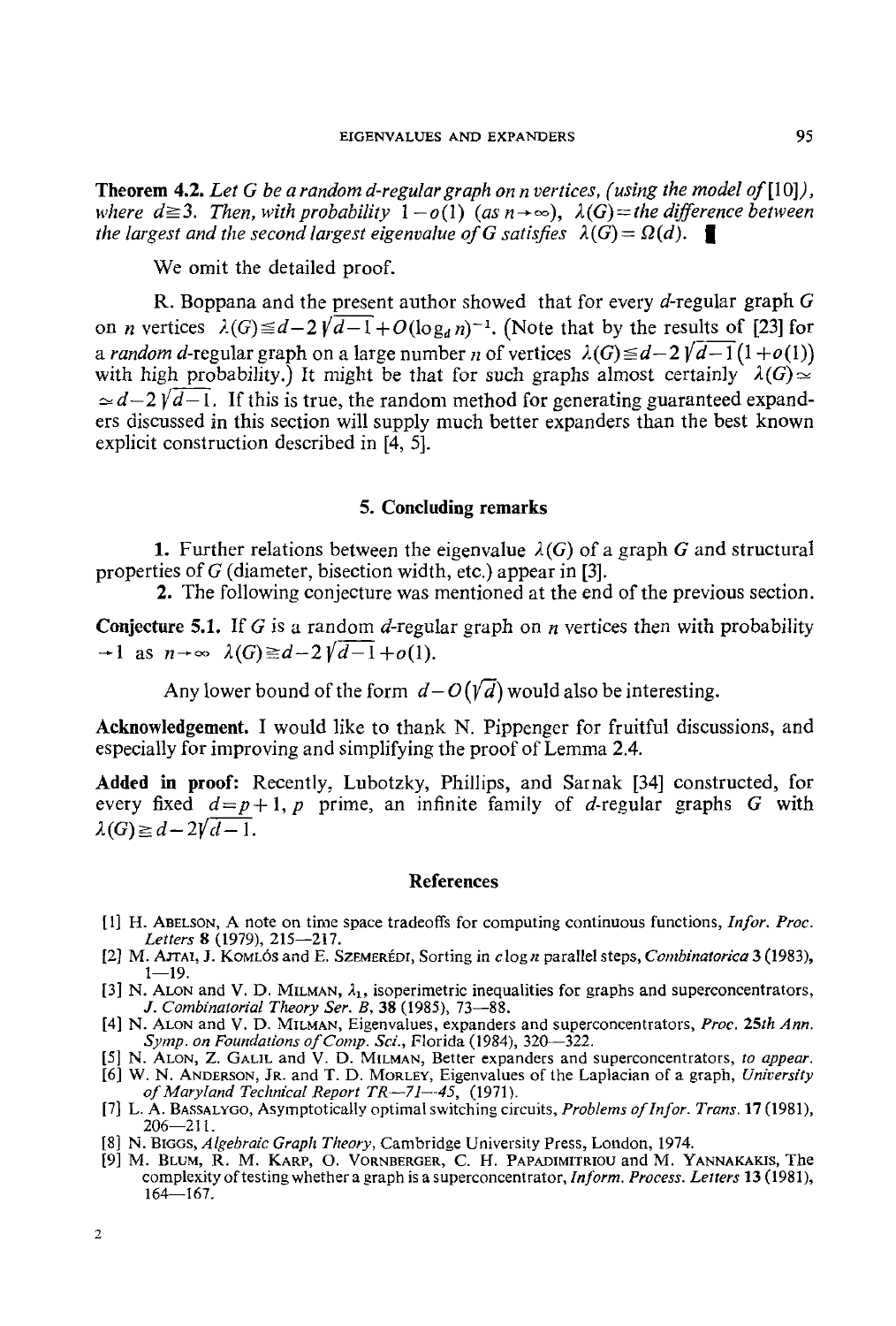**Theorem 4.2.** *Let $G$ be a random $d$-regular graph on $n$ vertices, (using the model of* [10]*), where $d \geq 3$. Then, with probability $1-o(1)$ (as $n \to \infty$), $\lambda(G)$ = the difference between the largest and the second largest eigenvalue of $G$ satisfies $\lambda(G) = \Omega(d)$.* ∎

We omit the detailed proof.

R. Boppana and the present author showed that for every $d$-regular graph $G$ on $n$ vertices $\lambda(G) \leq d - 2\sqrt{d-1} + O(\log_d n)^{-1}$. (Note that by the results of [23] for a *random* $d$-regular graph on a large number $n$ of vertices $\lambda(G) \leq d - 2\sqrt{d-1}(1+o(1))$ with high probability.) It might be that for such graphs almost certainly $\lambda(G) \simeq d - 2\sqrt{d-1}$. If this is true, the random method for generating guaranteed expanders discussed in this section will supply much better expanders than the best known explicit construction described in [4, 5].

## 5. Concluding remarks

**1.** Further relations between the eigenvalue $\lambda(G)$ of a graph $G$ and structural properties of $G$ (diameter, bisection width, etc.) appear in [3].

**2.** The following conjecture was mentioned at the end of the previous section.

**Conjecture 5.1.** If $G$ is a random $d$-regular graph on $n$ vertices then with probability $\to 1$ as $n \to \infty$ $\lambda(G) \geq d - 2\sqrt{d-1} + o(1)$.

Any lower bound of the form $d - O(\sqrt{d})$ would also be interesting.

**Acknowledgement.** I would like to thank N. Pippenger for fruitful discussions, and especially for improving and simplifying the proof of Lemma 2.4.

**Added in proof:** Recently, Lubotzky, Phillips, and Sarnak [34] constructed, for every fixed $d = p+1$, $p$ prime, an infinite family of $d$-regular graphs $G$ with $\lambda(G) \geq d - 2\sqrt{d-1}$.

## References

[1] H. Abelson, A note on time space tradeoffs for computing continuous functions, *Infor. Proc. Letters* **8** (1979), 215—217.

[2] M. Ajtai, J. Komlós and E. Szemerédi, Sorting in $c \log n$ parallel steps, *Combinatorica* **3** (1983), 1—19.

[3] N. Alon and V. D. Milman, $\lambda_1$, isoperimetric inequalities for graphs and superconcentrators, *J. Combinatorial Theory Ser. B*, **38** (1985), 73—88.

[4] N. Alon and V. D. Milman, Eigenvalues, expanders and superconcentrators, *Proc. 25th Ann. Symp. on Foundations of Comp. Sci.*, Florida (1984), 320—322.

[5] N. Alon, Z. Galil and V. D. Milman, Better expanders and superconcentrators, *to appear*.

[6] W. N. Anderson, Jr. and T. D. Morley, Eigenvalues of the Laplacian of a graph, *University of Maryland Technical Report TR—71—45*, (1971).

[7] L. A. Bassalygo, Asymptotically optimal switching circuits, *Problems of Infor. Trans.* **17** (1981), 206—211.

[8] N. Biggs, *Algebraic Graph Theory*, Cambridge University Press, London, 1974.

[9] M. Blum, R. M. Karp, O. Vornberger, C. H. Papadimitriou and M. Yannakakis, The complexity of testing whether a graph is a superconcentrator, *Inform. Process. Letters* **13** (1981), 164—167.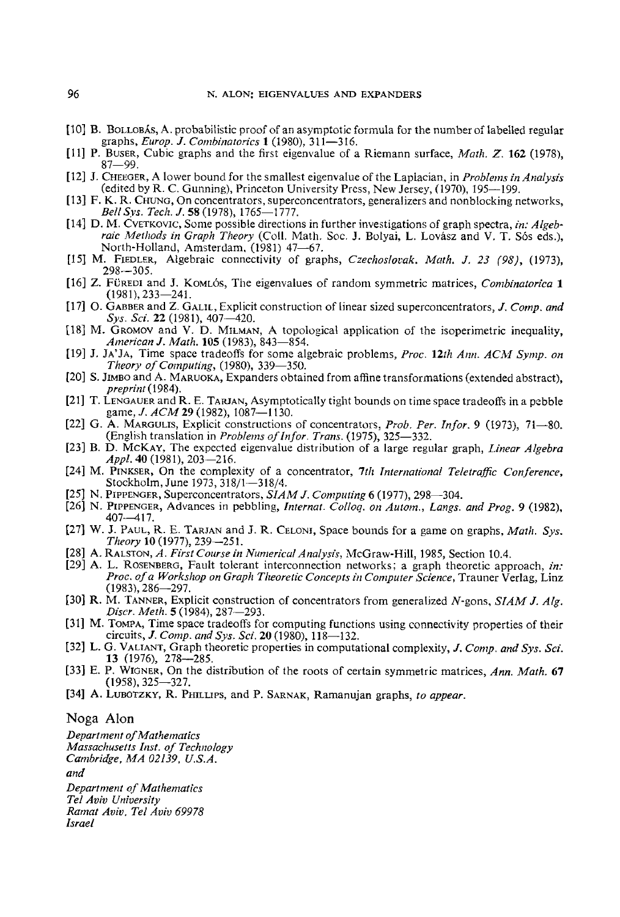[10] B. Bollobás, A. probabilistic proof of an asymptotic formula for the number of labelled regular graphs, *Europ. J. Combinatorics* **1** (1980), 311—316.

[11] P. Buser, Cubic graphs and the first eigenvalue of a Riemann surface, *Math. Z.* **162** (1978), 87—99.

[12] J. Cheeger, A lower bound for the smallest eigenvalue of the Laplacian, in *Problems in Analysis* (edited by R. C. Gunning), Princeton University Press, New Jersey, (1970), 195—199.

[13] F. K. R. Chung, On concentrators, superconcentrators, generalizers and nonblocking networks, *Bell Sys. Tech. J.* **58** (1978), 1765—1777.

[14] D. M. Cvetkovic, Some possible directions in further investigations of graph spectra, *in: Algebraic Methods in Graph Theory* (Coll. Math. Soc. J. Bolyai, L. Lovász and V. T. Sós eds.), North-Holland, Amsterdam, (1981) 47—67.

[15] M. Fiedler, Algebraic connectivity of graphs, *Czechoslovak. Math. J. 23 (98)*, (1973), 298—305.

[16] Z. Füredi and J. Komlós, The eigenvalues of random symmetric matrices, *Combinatorica* **1** (1981), 233—241.

[17] O. Gabber and Z. Galil, Explicit construction of linear sized superconcentrators, *J. Comp. and Sys. Sci.* **22** (1981), 407—420.

[18] M. Gromov and V. D. Milman, A topological application of the isoperimetric inequality, *American J. Math.* **105** (1983), 843—854.

[19] J. Ja'Ja, Time space tradeoffs for some algebraic problems, *Proc. 12th Ann. ACM Symp. on Theory of Computing*, (1980), 339—350.

[20] S. Jimbo and A. Maruoka, Expanders obtained from affine transformations (extended abstract), *preprint* (1984).

[21] T. Lengauer and R. E. Tarjan, Asymptotically tight bounds on time space tradeoffs in a pebble game, *J. ACM* **29** (1982), 1087—1130.

[22] G. A. Margulis, Explicit constructions of concentrators, *Prob. Per. Infor.* 9 (1973), 71—80. (English translation in *Problems of Infor. Trans.* (1975), 325—332.

[23] B. D. McKay, The expected eigenvalue distribution of a large regular graph, *Linear Algebra Appl.* **40** (1981), 203—216.

[24] M. Pinkser, On the complexity of a concentrator, *7th International Teletraffic Conference*, Stockholm, June 1973, 318/1—318/4.

[25] N. Pippenger, Superconcentrators, *SIAM J. Computing* 6 (1977), 298—304.

[26] N. Pippenger, Advances in pebbling, *Internat. Colloq. on Autom., Langs. and Prog.* 9 (1982), 407—417.

[27] W. J. Paul, R. E. Tarjan and J. R. Celoni, Space bounds for a game on graphs, *Math. Sys. Theory* **10** (1977), 239—251.

[28] A. Ralston, *A. First Course in Numerical Analysis*, McGraw-Hill, 1985, Section 10.4.

[29] A. L. Rosenberg, Fault tolerant interconnection networks; a graph theoretic approach, *in: Proc. of a Workshop on Graph Theoretic Concepts in Computer Science*, Trauner Verlag, Linz (1983), 286—297.

[30] R. M. Tanner, Explicit construction of concentrators from generalized $N$-gons, *SIAM J. Alg. Discr. Meth.* **5** (1984), 287—293.

[31] M. Tompa, Time space tradeoffs for computing functions using connectivity properties of their circuits, *J. Comp. and Sys. Sci.* **20** (1980), 118—132.

[32] L. G. Valiant, Graph theoretic properties in computational complexity, *J. Comp. and Sys. Sci.* **13** (1976), 278—285.

[33] E. P. Wigner, On the distribution of the roots of certain symmetric matrices, *Ann. Math.* **67** (1958), 325—327.

[34] A. Lubotzky, R. Phillips, and P. Sarnak, Ramanujan graphs, *to appear.*

## Noga Alon

*Department of Mathematics*
*Massachusetts Inst. of Technology*
*Cambridge, MA 02139, U.S.A.*

*and*

*Department of Mathematics*
*Tel Aviv University*
*Ramat Aviv, Tel Aviv 69978*
*Israel*